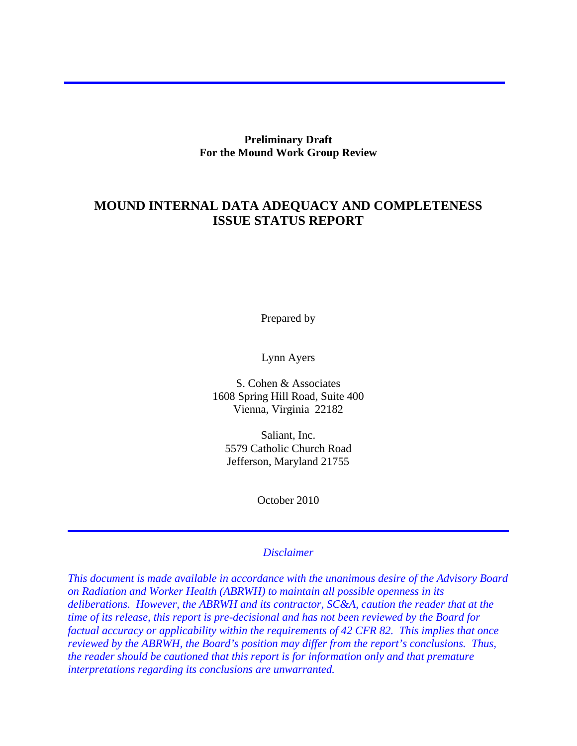**Preliminary Draft**
**For the Mound Work Group Review**

# MOUND INTERNAL DATA ADEQUACY AND COMPLETENESS ISSUE STATUS REPORT

Prepared by

Lynn Ayers

S. Cohen & Associates
1608 Spring Hill Road, Suite 400
Vienna, Virginia 22182

Saliant, Inc.
5579 Catholic Church Road
Jefferson, Maryland 21755

October 2010

*Disclaimer*

*This document is made available in accordance with the unanimous desire of the Advisory Board on Radiation and Worker Health (ABRWH) to maintain all possible openness in its deliberations. However, the ABRWH and its contractor, SC&A, caution the reader that at the time of its release, this report is pre-decisional and has not been reviewed by the Board for factual accuracy or applicability within the requirements of 42 CFR 82. This implies that once reviewed by the ABRWH, the Board's position may differ from the report's conclusions. Thus, the reader should be cautioned that this report is for information only and that premature interpretations regarding its conclusions are unwarranted.*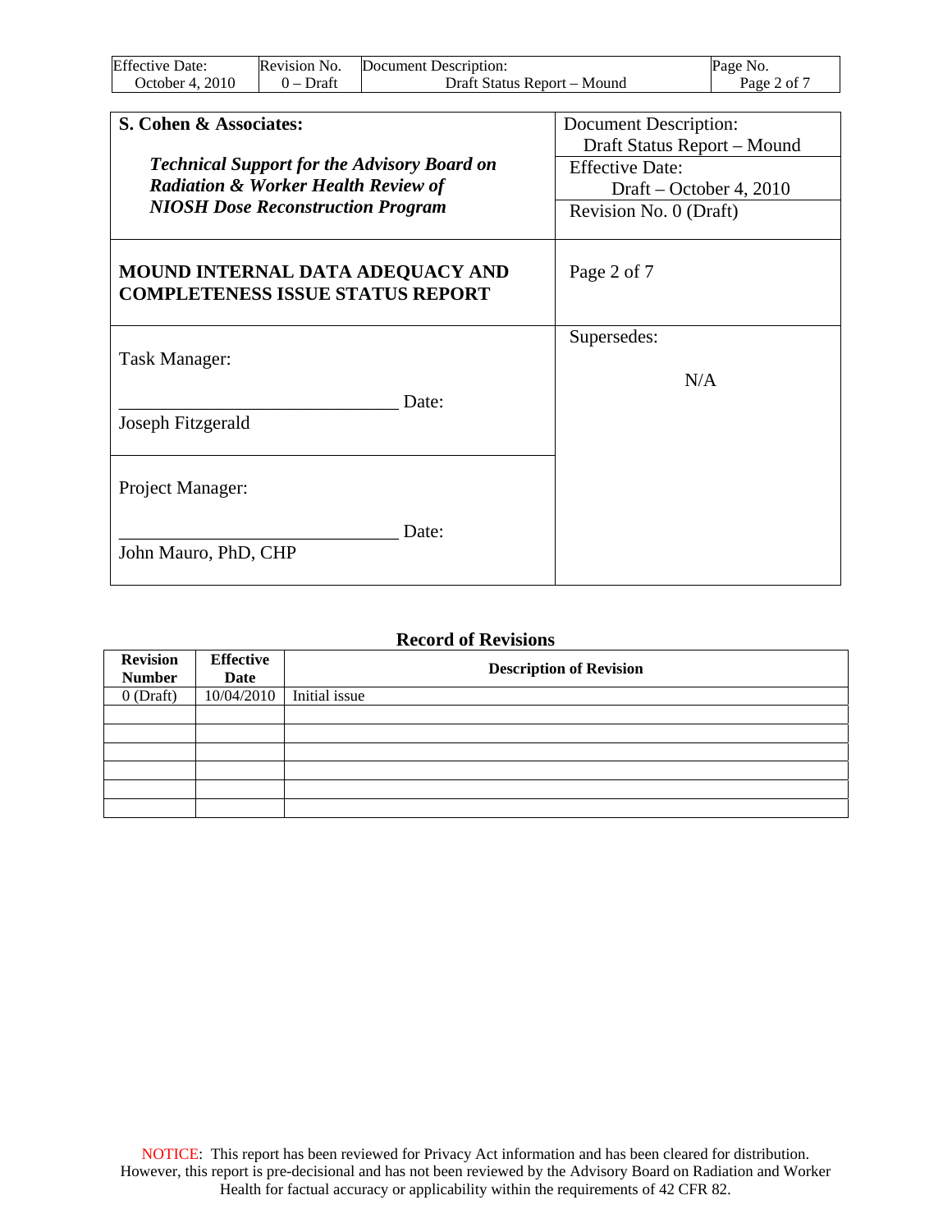| **S. Cohen & Associates:**<br><br>***Technical Support for the Advisory Board on Radiation & Worker Health Review of NIOSH Dose Reconstruction Program*** | Document Description:<br>Draft Status Report – Mound<br>Effective Date:<br>Draft – October 4, 2010<br>Revision No. 0 (Draft) |
|---|---|
| **MOUND INTERNAL DATA ADEQUACY AND COMPLETENESS ISSUE STATUS REPORT** | Page 2 of 7 |
| Task Manager:<br><br>______________________________ Date:<br>Joseph Fitzgerald | Supersedes:<br><br>N/A |
| Project Manager:<br><br>______________________________ Date:<br>John Mauro, PhD, CHP | |

## Record of Revisions

| Revision Number | Effective Date | Description of Revision |
|---|---|---|
| 0 (Draft) | 10/04/2010 | Initial issue |
| | | |
| | | |
| | | |
| | | |
| | | |
| | | |

NOTICE: This report has been reviewed for Privacy Act information and has been cleared for distribution. However, this report is pre-decisional and has not been reviewed by the Advisory Board on Radiation and Worker Health for factual accuracy or applicability within the requirements of 42 CFR 82.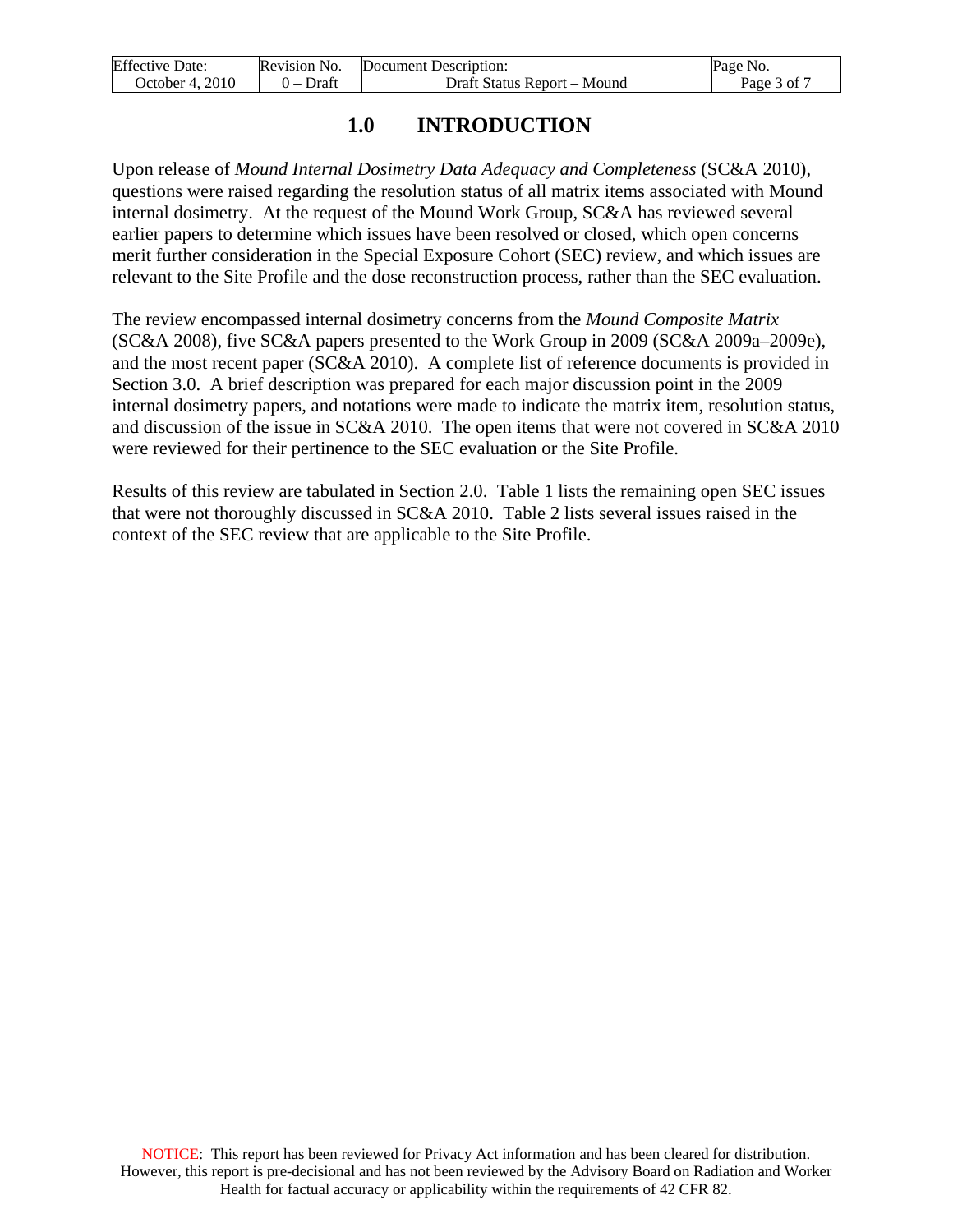# 1.0 INTRODUCTION

Upon release of *Mound Internal Dosimetry Data Adequacy and Completeness* (SC&A 2010), questions were raised regarding the resolution status of all matrix items associated with Mound internal dosimetry. At the request of the Mound Work Group, SC&A has reviewed several earlier papers to determine which issues have been resolved or closed, which open concerns merit further consideration in the Special Exposure Cohort (SEC) review, and which issues are relevant to the Site Profile and the dose reconstruction process, rather than the SEC evaluation.

The review encompassed internal dosimetry concerns from the *Mound Composite Matrix* (SC&A 2008), five SC&A papers presented to the Work Group in 2009 (SC&A 2009a–2009e), and the most recent paper (SC&A 2010). A complete list of reference documents is provided in Section 3.0. A brief description was prepared for each major discussion point in the 2009 internal dosimetry papers, and notations were made to indicate the matrix item, resolution status, and discussion of the issue in SC&A 2010. The open items that were not covered in SC&A 2010 were reviewed for their pertinence to the SEC evaluation or the Site Profile.

Results of this review are tabulated in Section 2.0. Table 1 lists the remaining open SEC issues that were not thoroughly discussed in SC&A 2010. Table 2 lists several issues raised in the context of the SEC review that are applicable to the Site Profile.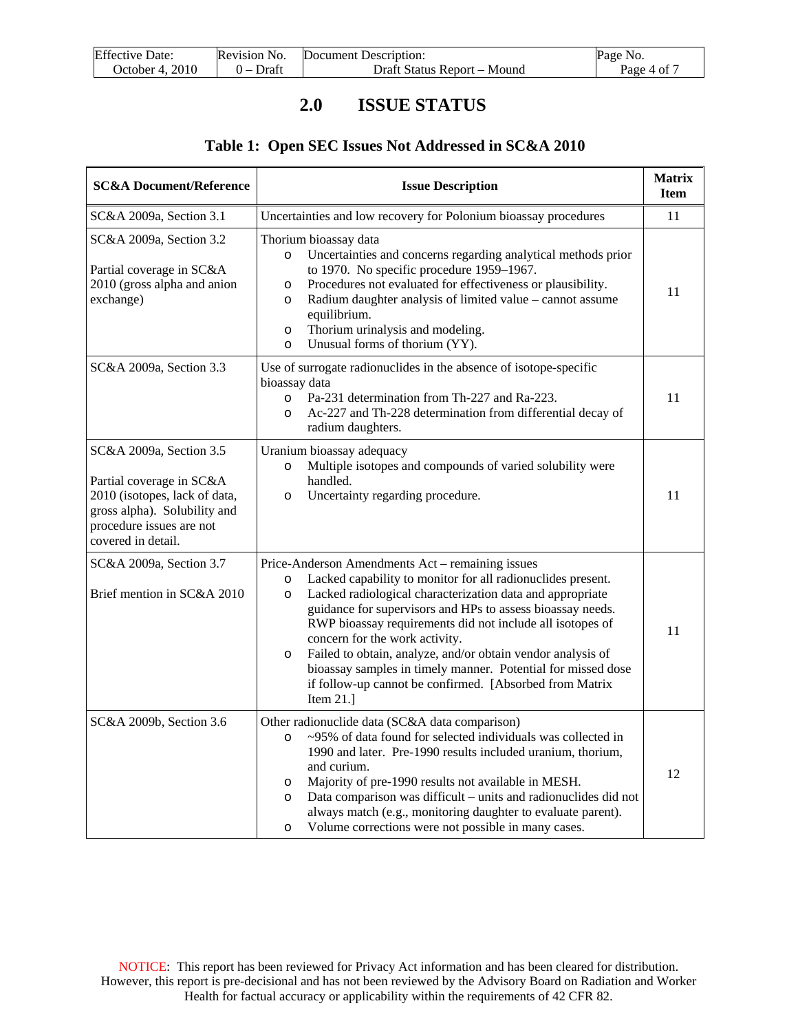## 2.0 ISSUE STATUS

### Table 1: Open SEC Issues Not Addressed in SC&A 2010

| SC&A Document/Reference | Issue Description | Matrix Item |
|---|---|---|
| SC&A 2009a, Section 3.1 | Uncertainties and low recovery for Polonium bioassay procedures | 11 |
| SC&A 2009a, Section 3.2<br><br>Partial coverage in SC&A 2010 (gross alpha and anion exchange) | Thorium bioassay data<br>o Uncertainties and concerns regarding analytical methods prior to 1970. No specific procedure 1959–1967.<br>o Procedures not evaluated for effectiveness or plausibility.<br>o Radium daughter analysis of limited value – cannot assume equilibrium.<br>o Thorium urinalysis and modeling.<br>o Unusual forms of thorium (YY). | 11 |
| SC&A 2009a, Section 3.3 | Use of surrogate radionuclides in the absence of isotope-specific bioassay data<br>o Pa-231 determination from Th-227 and Ra-223.<br>o Ac-227 and Th-228 determination from differential decay of radium daughters. | 11 |
| SC&A 2009a, Section 3.5<br><br>Partial coverage in SC&A 2010 (isotopes, lack of data, gross alpha). Solubility and procedure issues are not covered in detail. | Uranium bioassay adequacy<br>o Multiple isotopes and compounds of varied solubility were handled.<br>o Uncertainty regarding procedure. | 11 |
| SC&A 2009a, Section 3.7<br><br>Brief mention in SC&A 2010 | Price-Anderson Amendments Act – remaining issues<br>o Lacked capability to monitor for all radionuclides present.<br>o Lacked radiological characterization data and appropriate guidance for supervisors and HPs to assess bioassay needs. RWP bioassay requirements did not include all isotopes of concern for the work activity.<br>o Failed to obtain, analyze, and/or obtain vendor analysis of bioassay samples in timely manner. Potential for missed dose if follow-up cannot be confirmed. [Absorbed from Matrix Item 21.] | 11 |
| SC&A 2009b, Section 3.6 | Other radionuclide data (SC&A data comparison)<br>o ~95% of data found for selected individuals was collected in 1990 and later. Pre-1990 results included uranium, thorium, and curium.<br>o Majority of pre-1990 results not available in MESH.<br>o Data comparison was difficult – units and radionuclides did not always match (e.g., monitoring daughter to evaluate parent).<br>o Volume corrections were not possible in many cases. | 12 |

NOTICE: This report has been reviewed for Privacy Act information and has been cleared for distribution. However, this report is pre-decisional and has not been reviewed by the Advisory Board on Radiation and Worker Health for factual accuracy or applicability within the requirements of 42 CFR 82.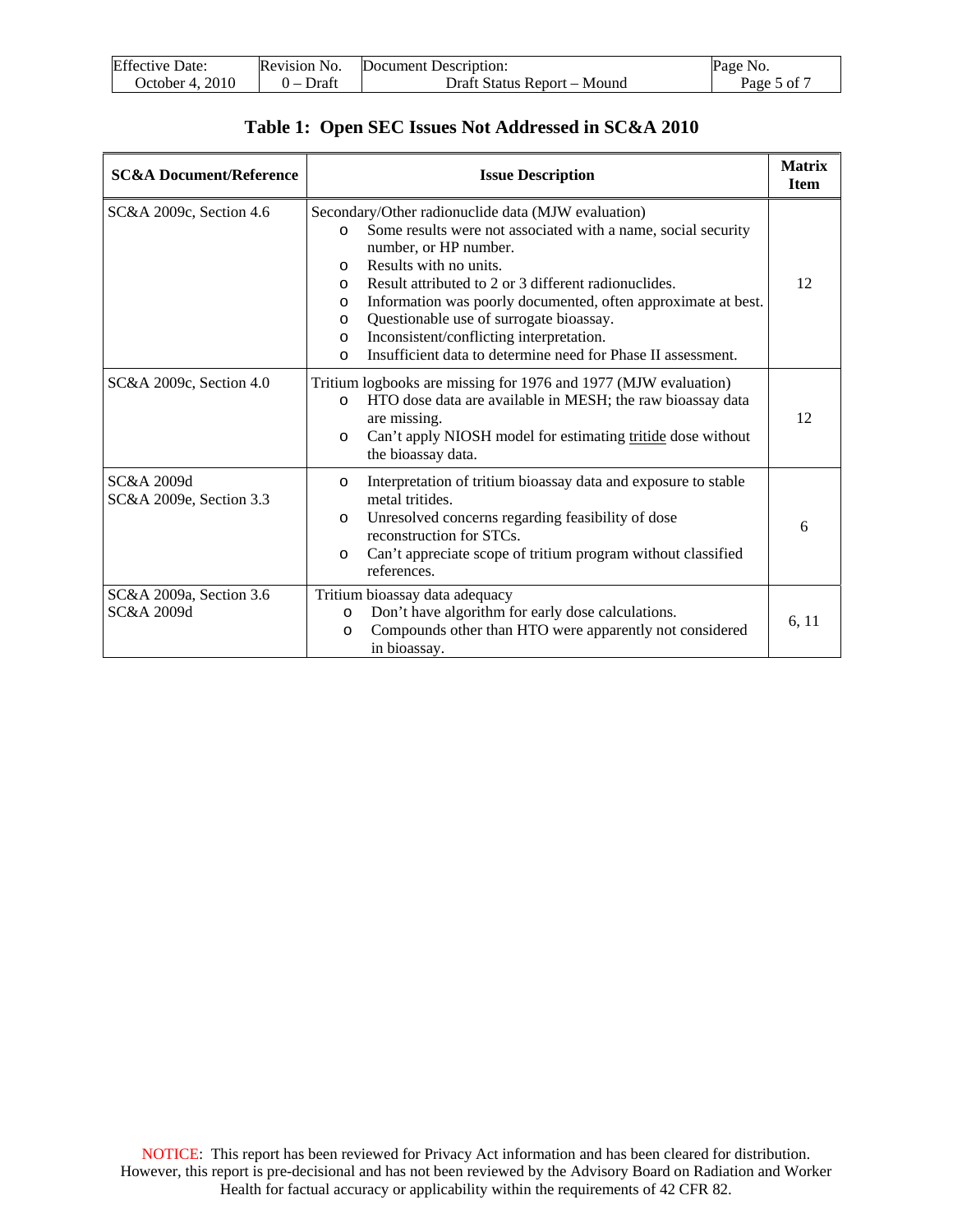## Table 1: Open SEC Issues Not Addressed in SC&A 2010

| SC&A Document/Reference | Issue Description | Matrix Item |
|---|---|---|
| SC&A 2009c, Section 4.6 | Secondary/Other radionuclide data (MJW evaluation)<br>o Some results were not associated with a name, social security number, or HP number.<br>o Results with no units.<br>o Result attributed to 2 or 3 different radionuclides.<br>o Information was poorly documented, often approximate at best.<br>o Questionable use of surrogate bioassay.<br>o Inconsistent/conflicting interpretation.<br>o Insufficient data to determine need for Phase II assessment. | 12 |
| SC&A 2009c, Section 4.0 | Tritium logbooks are missing for 1976 and 1977 (MJW evaluation)<br>o HTO dose data are available in MESH; the raw bioassay data are missing.<br>o Can't apply NIOSH model for estimating <u>tritide</u> dose without the bioassay data. | 12 |
| SC&A 2009d<br>SC&A 2009e, Section 3.3 | o Interpretation of tritium bioassay data and exposure to stable metal tritides.<br>o Unresolved concerns regarding feasibility of dose reconstruction for STCs.<br>o Can't appreciate scope of tritium program without classified references. | 6 |
| SC&A 2009a, Section 3.6<br>SC&A 2009d | Tritium bioassay data adequacy<br>o Don't have algorithm for early dose calculations.<br>o Compounds other than HTO were apparently not considered in bioassay. | 6, 11 |

NOTICE: This report has been reviewed for Privacy Act information and has been cleared for distribution. However, this report is pre-decisional and has not been reviewed by the Advisory Board on Radiation and Worker Health for factual accuracy or applicability within the requirements of 42 CFR 82.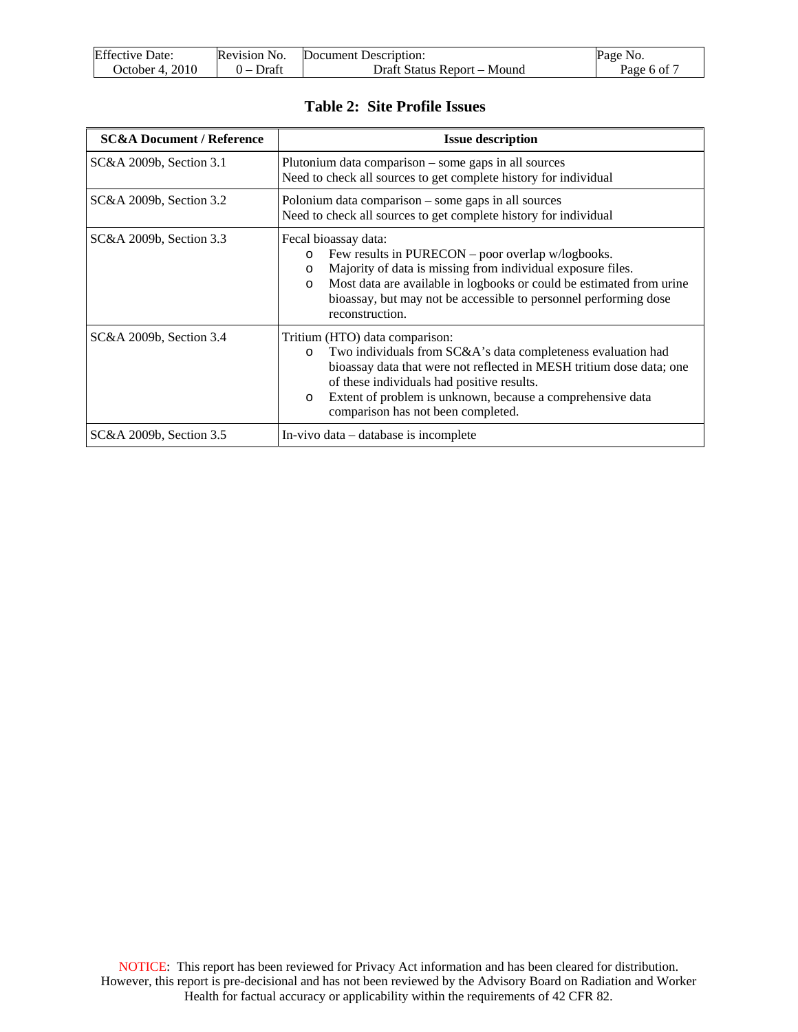**Table 2: Site Profile Issues**

| SC&A Document / Reference | Issue description |
|---|---|
| SC&A 2009b, Section 3.1 | Plutonium data comparison – some gaps in all sources<br>Need to check all sources to get complete history for individual |
| SC&A 2009b, Section 3.2 | Polonium data comparison – some gaps in all sources<br>Need to check all sources to get complete history for individual |
| SC&A 2009b, Section 3.3 | Fecal bioassay data:<br>o Few results in PURECON – poor overlap w/logbooks.<br>o Majority of data is missing from individual exposure files.<br>o Most data are available in logbooks or could be estimated from urine bioassay, but may not be accessible to personnel performing dose reconstruction. |
| SC&A 2009b, Section 3.4 | Tritium (HTO) data comparison:<br>o Two individuals from SC&A's data completeness evaluation had bioassay data that were not reflected in MESH tritium dose data; one of these individuals had positive results.<br>o Extent of problem is unknown, because a comprehensive data comparison has not been completed. |
| SC&A 2009b, Section 3.5 | In-vivo data – database is incomplete |

NOTICE: This report has been reviewed for Privacy Act information and has been cleared for distribution. However, this report is pre-decisional and has not been reviewed by the Advisory Board on Radiation and Worker Health for factual accuracy or applicability within the requirements of 42 CFR 82.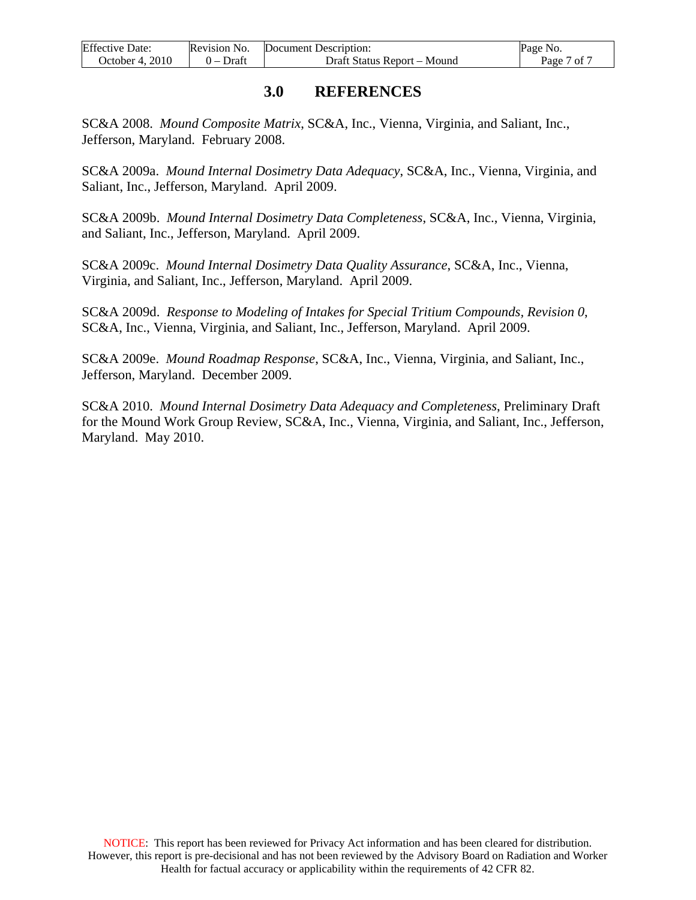## 3.0 REFERENCES

SC&A 2008. *Mound Composite Matrix*, SC&A, Inc., Vienna, Virginia, and Saliant, Inc., Jefferson, Maryland. February 2008.

SC&A 2009a. *Mound Internal Dosimetry Data Adequacy*, SC&A, Inc., Vienna, Virginia, and Saliant, Inc., Jefferson, Maryland. April 2009.

SC&A 2009b. *Mound Internal Dosimetry Data Completeness*, SC&A, Inc., Vienna, Virginia, and Saliant, Inc., Jefferson, Maryland. April 2009.

SC&A 2009c. *Mound Internal Dosimetry Data Quality Assurance*, SC&A, Inc., Vienna, Virginia, and Saliant, Inc., Jefferson, Maryland. April 2009.

SC&A 2009d. *Response to Modeling of Intakes for Special Tritium Compounds, Revision 0*, SC&A, Inc., Vienna, Virginia, and Saliant, Inc., Jefferson, Maryland. April 2009.

SC&A 2009e. *Mound Roadmap Response*, SC&A, Inc., Vienna, Virginia, and Saliant, Inc., Jefferson, Maryland. December 2009.

SC&A 2010. *Mound Internal Dosimetry Data Adequacy and Completeness*, Preliminary Draft for the Mound Work Group Review, SC&A, Inc., Vienna, Virginia, and Saliant, Inc., Jefferson, Maryland. May 2010.

NOTICE: This report has been reviewed for Privacy Act information and has been cleared for distribution. However, this report is pre-decisional and has not been reviewed by the Advisory Board on Radiation and Worker Health for factual accuracy or applicability within the requirements of 42 CFR 82.